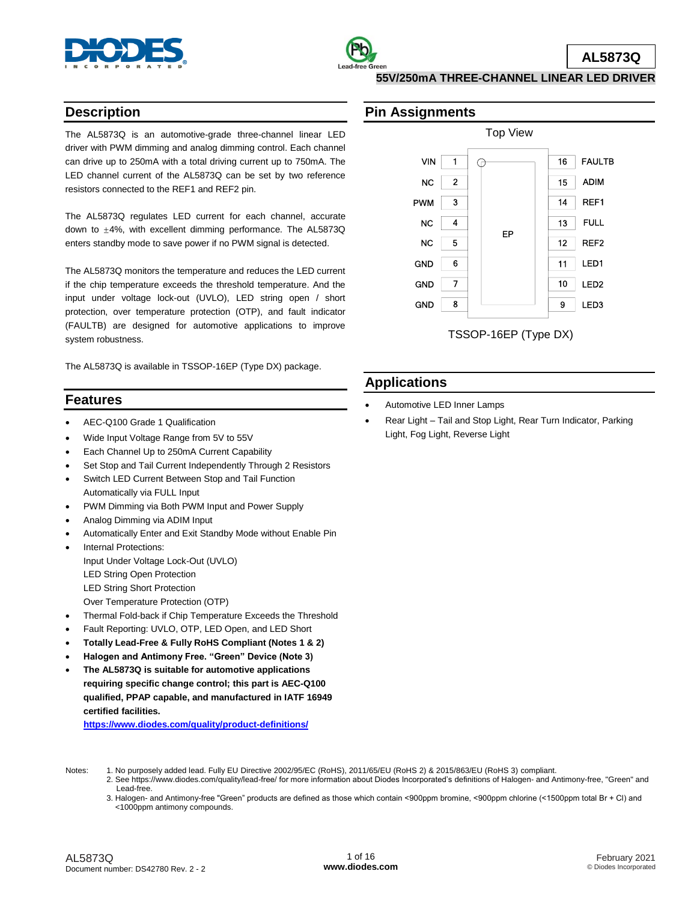# AL5873Q

## 55V/250mA THREE-CHANNEL LINEAR LED DRIVER

## Description

The AL5873Q is an automotive-grade three-channel linear LED driver with PWM dimming and analog dimming control. Each channel can drive up to 250mA with a total driving current up to 750mA. The LED channel current of the AL5873Q can be set by two reference resistors connected to the REF1 and REF2 pin.

The AL5873Q regulates LED current for each channel, accurate down to ±4%, with excellent dimming performance. The AL5873Q enters standby mode to save power if no PWM signal is detected.

The AL5873Q monitors the temperature and reduces the LED current if the chip temperature exceeds the threshold temperature. And the input under voltage lock-out (UVLO), LED string open / short protection, over temperature protection (OTP), and fault indicator (FAULTB) are designed for automotive applications to improve system robustness.

The AL5873Q is available in TSSOP-16EP (Type DX) package.

## Features

- AEC-Q100 Grade 1 Qualification
- Wide Input Voltage Range from 5V to 55V
- Each Channel Up to 250mA Current Capability
- Set Stop and Tail Current Independently Through 2 Resistors
- Switch LED Current Between Stop and Tail Function Automatically via FULL Input
- PWM Dimming via Both PWM Input and Power Supply
- Analog Dimming via ADIM Input
- Automatically Enter and Exit Standby Mode without Enable Pin
- Internal Protections:
  Input Under Voltage Lock-Out (UVLO)
  LED String Open Protection
  LED String Short Protection
  Over Temperature Protection (OTP)
- Thermal Fold-back if Chip Temperature Exceeds the Threshold
- Fault Reporting: UVLO, OTP, LED Open, and LED Short
- **Totally Lead-Free & Fully RoHS Compliant (Notes 1 & 2)**
- **Halogen and Antimony Free. "Green" Device (Note 3)**
- **The AL5873Q is suitable for automotive applications requiring specific change control; this part is AEC-Q100 qualified, PPAP capable, and manufactured in IATF 16949 certified facilities.**
  **https://www.diodes.com/quality/product-definitions/**

## Pin Assignments

Top View

| Pin | Name | Pin | Name |
|---|---|---|---|
| 1 | VIN | 16 | FAULTB |
| 2 | NC | 15 | ADIM |
| 3 | PWM | 14 | REF1 |
| 4 | NC | 13 | FULL |
| 5 | NC | 12 | REF2 |
| 6 | GND | 11 | LED1 |
| 7 | GND | 10 | LED2 |
| 8 | GND | 9 | LED3 |

EP

TSSOP-16EP (Type DX)

## Applications

- Automotive LED Inner Lamps
- Rear Light – Tail and Stop Light, Rear Turn Indicator, Parking Light, Fog Light, Reverse Light

Notes:
1. No purposely added lead. Fully EU Directive 2002/95/EC (RoHS), 2011/65/EU (RoHS 2) & 2015/863/EU (RoHS 3) compliant.
2. See https://www.diodes.com/quality/lead-free/ for more information about Diodes Incorporated's definitions of Halogen- and Antimony-free, "Green" and Lead-free.
3. Halogen- and Antimony-free "Green" products are defined as those which contain <900ppm bromine, <900ppm chlorine (<1500ppm total Br + Cl) and <1000ppm antimony compounds.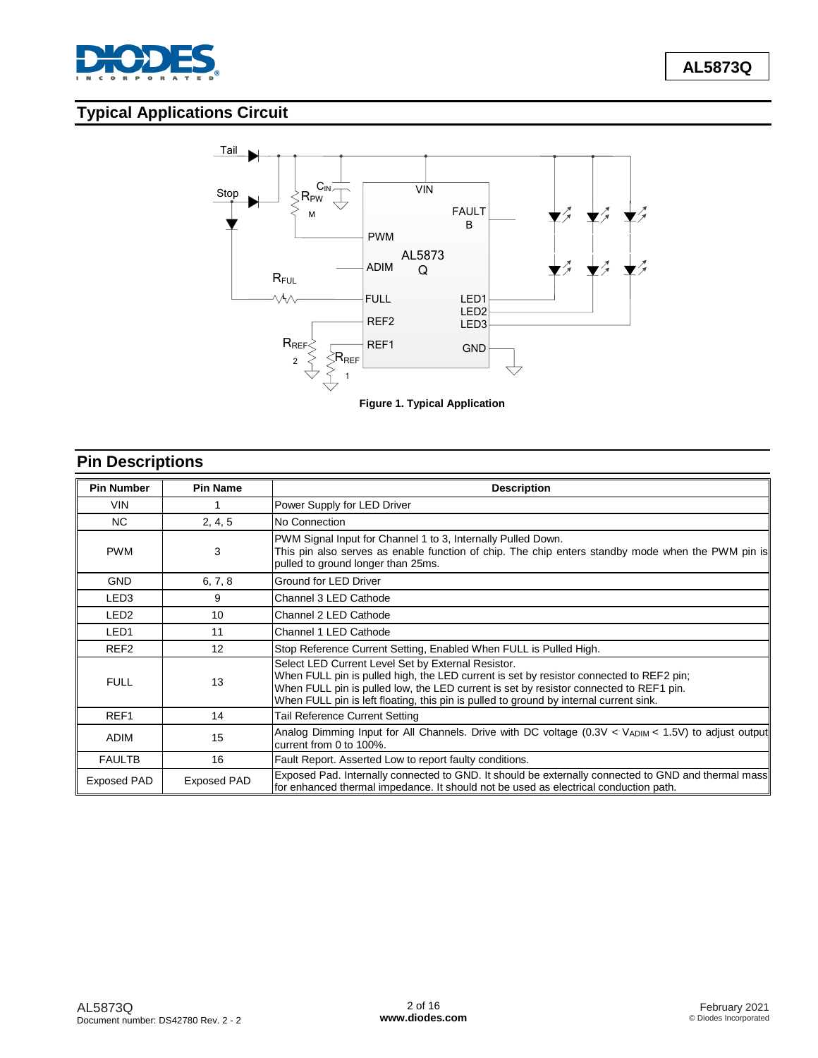## Typical Applications Circuit

Figure 1. Typical Application

## Pin Descriptions

| Pin Number | Pin Name | Description |
|---|---|---|
| VIN | 1 | Power Supply for LED Driver |
| NC | 2, 4, 5 | No Connection |
| PWM | 3 | PWM Signal Input for Channel 1 to 3, Internally Pulled Down. This pin also serves as enable function of chip. The chip enters standby mode when the PWM pin is pulled to ground longer than 25ms. |
| GND | 6, 7, 8 | Ground for LED Driver |
| LED3 | 9 | Channel 3 LED Cathode |
| LED2 | 10 | Channel 2 LED Cathode |
| LED1 | 11 | Channel 1 LED Cathode |
| REF2 | 12 | Stop Reference Current Setting, Enabled When FULL is Pulled High. |
| FULL | 13 | Select LED Current Level Set by External Resistor. When FULL pin is pulled high, the LED current is set by resistor connected to REF2 pin; When FULL pin is pulled low, the LED current is set by resistor connected to REF1 pin. When FULL pin is left floating, this pin is pulled to ground by internal current sink. |
| REF1 | 14 | Tail Reference Current Setting |
| ADIM | 15 | Analog Dimming Input for All Channels. Drive with DC voltage ($0.3V < V_{ADIM} < 1.5V$) to adjust output current from 0 to 100%. |
| FAULTB | 16 | Fault Report. Asserted Low to report faulty conditions. |
| Exposed PAD | Exposed PAD | Exposed Pad. Internally connected to GND. It should be externally connected to GND and thermal mass for enhanced thermal impedance. It should not be used as electrical conduction path. |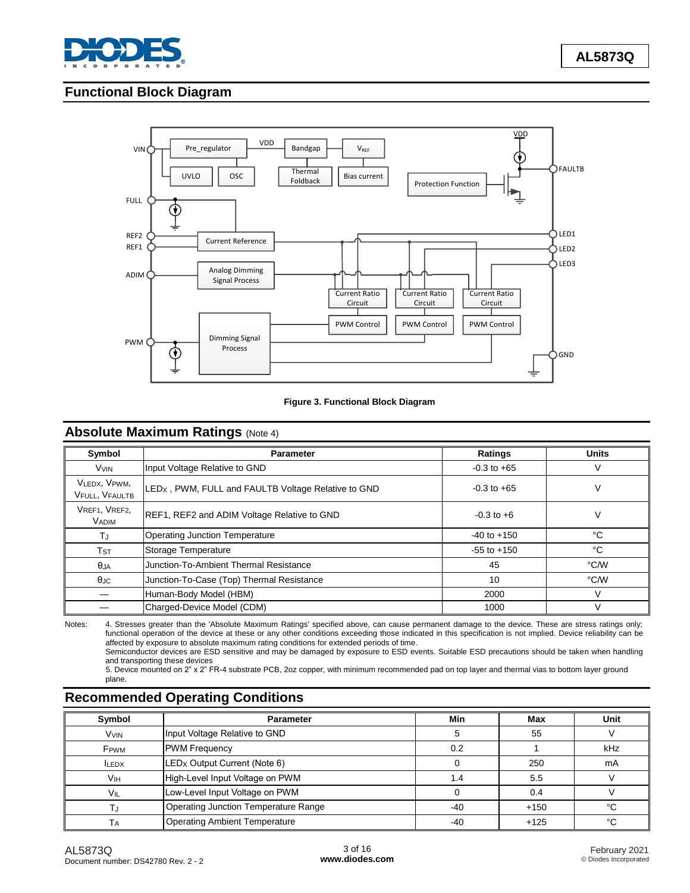## Functional Block Diagram

**Figure 3. Functional Block Diagram**

## Absolute Maximum Ratings (Note 4)

| Symbol | Parameter | Ratings | Units |
|---|---|---|---|
| $V_{VIN}$ | Input Voltage Relative to GND | -0.3 to +65 | V |
| $V_{LEDX}$, $V_{PWM}$, $V_{FULL}$, $V_{FAULTB}$ | $LED_X$ , PWM, FULL and FAULTB Voltage Relative to GND | -0.3 to +65 | V |
| $V_{REF1}$, $V_{REF2}$, $V_{ADIM}$ | REF1, REF2 and ADIM Voltage Relative to GND | -0.3 to +6 | V |
| $T_J$ | Operating Junction Temperature | -40 to +150 | °C |
| $T_{ST}$ | Storage Temperature | -55 to +150 | °C |
| $\theta_{JA}$ | Junction-To-Ambient Thermal Resistance | 45 | °C/W |
| $\theta_{JC}$ | Junction-To-Case (Top) Thermal Resistance | 10 | °C/W |
| — | Human-Body Model (HBM) | 2000 | V |
| — | Charged-Device Model (CDM) | 1000 | V |

Notes: 4. Stresses greater than the 'Absolute Maximum Ratings' specified above, can cause permanent damage to the device. These are stress ratings only; functional operation of the device at these or any other conditions exceeding those indicated in this specification is not implied. Device reliability can be affected by exposure to absolute maximum rating conditions for extended periods of time.
Semiconductor devices are ESD sensitive and may be damaged by exposure to ESD events. Suitable ESD precautions should be taken when handling and transporting these devices
5. Device mounted on 2" x 2" FR-4 substrate PCB, 2oz copper, with minimum recommended pad on top layer and thermal vias to bottom layer ground plane.

## Recommended Operating Conditions

| Symbol | Parameter | Min | Max | Unit |
|---|---|---|---|---|
| $V_{VIN}$ | Input Voltage Relative to GND | 5 | 55 | V |
| $F_{PWM}$ | PWM Frequency | 0.2 | 1 | kHz |
| $I_{LEDX}$ | $LED_X$ Output Current (Note 6) | 0 | 250 | mA |
| $V_{IH}$ | High-Level Input Voltage on PWM | 1.4 | 5.5 | V |
| $V_{IL}$ | Low-Level Input Voltage on PWM | 0 | 0.4 | V |
| $T_J$ | Operating Junction Temperature Range | -40 | +150 | °C |
| $T_A$ | Operating Ambient Temperature | -40 | +125 | °C |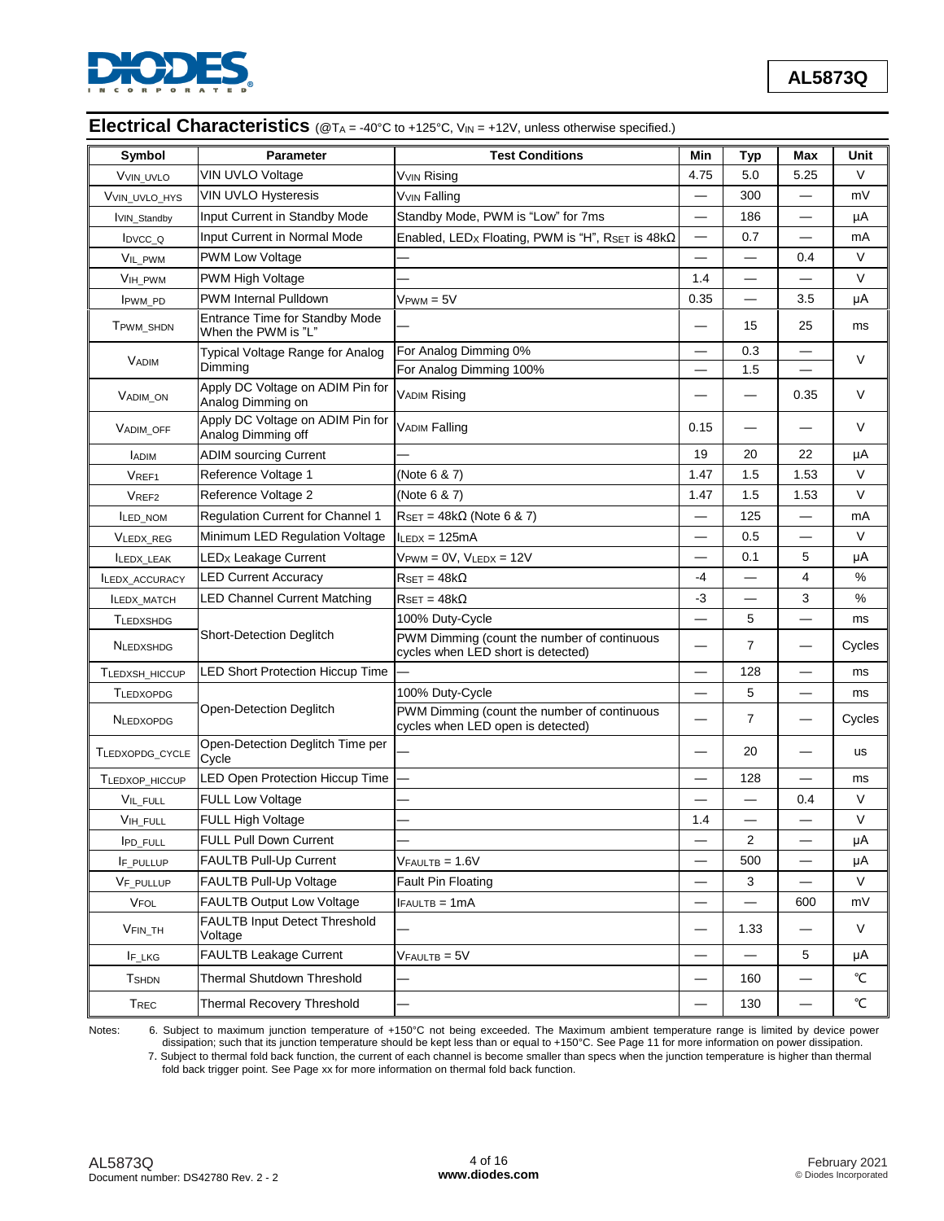## Electrical Characteristics (@$T_A$ = -40°C to +125°C, $V_{IN}$ = +12V, unless otherwise specified.)

| Symbol | Parameter | Test Conditions | Min | Typ | Max | Unit |
|---|---|---|---|---|---|---|
| $V_{VIN\_UVLO}$ | VIN UVLO Voltage | $V_{VIN}$ Rising | 4.75 | 5.0 | 5.25 | V |
| $V_{VIN\_UVLO\_HYS}$ | VIN UVLO Hysteresis | $V_{VIN}$ Falling | — | 300 | — | mV |
| $I_{VIN\_Standby}$ | Input Current in Standby Mode | Standby Mode, PWM is "Low" for 7ms | — | 186 | — | µA |
| $I_{DVCC\_Q}$ | Input Current in Normal Mode | Enabled, $LED_X$ Floating, PWM is "H", $R_{SET}$ is 48kΩ | — | 0.7 | — | mA |
| $V_{IL\_PWM}$ | PWM Low Voltage | — | — | — | 0.4 | V |
| $V_{IH\_PWM}$ | PWM High Voltage | — | 1.4 | — | — | V |
| $I_{PWM\_PD}$ | PWM Internal Pulldown | $V_{PWM}$ = 5V | 0.35 | — | 3.5 | µA |
| $T_{PWM\_SHDN}$ | Entrance Time for Standby Mode When the PWM is "L" | — | — | 15 | 25 | ms |
| $V_{ADIM}$ | Typical Voltage Range for Analog Dimming | For Analog Dimming 0% | — | 0.3 | — | V |
| | | For Analog Dimming 100% | — | 1.5 | — | |
| $V_{ADIM\_ON}$ | Apply DC Voltage on ADIM Pin for Analog Dimming on | $V_{ADIM}$ Rising | — | — | 0.35 | V |
| $V_{ADIM\_OFF}$ | Apply DC Voltage on ADIM Pin for Analog Dimming off | $V_{ADIM}$ Falling | 0.15 | — | — | V |
| $I_{ADIM}$ | ADIM sourcing Current | — | 19 | 20 | 22 | µA |
| $V_{REF1}$ | Reference Voltage 1 | (Note 6 & 7) | 1.47 | 1.5 | 1.53 | V |
| $V_{REF2}$ | Reference Voltage 2 | (Note 6 & 7) | 1.47 | 1.5 | 1.53 | V |
| $I_{LED\_NOM}$ | Regulation Current for Channel 1 | $R_{SET}$ = 48kΩ (Note 6 & 7) | — | 125 | — | mA |
| $V_{LEDX\_REG}$ | Minimum LED Regulation Voltage | $I_{LEDX}$ = 125mA | — | 0.5 | — | V |
| $I_{LEDX\_LEAK}$ | $LED_X$ Leakage Current | $V_{PWM}$ = 0V, $V_{LEDX}$ = 12V | — | 0.1 | 5 | µA |
| $I_{LEDX\_ACCURACY}$ | LED Current Accuracy | $R_{SET}$ = 48kΩ | -4 | — | 4 | % |
| $I_{LEDX\_MATCH}$ | LED Channel Current Matching | $R_{SET}$ = 48kΩ | -3 | — | 3 | % |
| $T_{LEDXSHDG}$ | Short-Detection Deglitch | 100% Duty-Cycle | — | 5 | — | ms |
| $N_{LEDXSHDG}$ | | PWM Dimming (count the number of continuous cycles when LED short is detected) | — | 7 | — | Cycles |
| $T_{LEDXSH\_HICCUP}$ | LED Short Protection Hiccup Time | — | — | 128 | — | ms |
| $T_{LEDXOPDG}$ | Open-Detection Deglitch | 100% Duty-Cycle | — | 5 | — | ms |
| $N_{LEDXOPDG}$ | | PWM Dimming (count the number of continuous cycles when LED open is detected) | — | 7 | — | Cycles |
| $T_{LEDXOPDG\_CYCLE}$ | Open-Detection Deglitch Time per Cycle | — | — | 20 | — | us |
| $T_{LEDXOP\_HICCUP}$ | LED Open Protection Hiccup Time | — | — | 128 | — | ms |
| $V_{IL\_FULL}$ | FULL Low Voltage | — | — | — | 0.4 | V |
| $V_{IH\_FULL}$ | FULL High Voltage | — | 1.4 | — | — | V |
| $I_{PD\_FULL}$ | FULL Pull Down Current | — | — | 2 | — | µA |
| $I_{F\_PULLUP}$ | FAULTB Pull-Up Current | $V_{FAULTB}$ = 1.6V | — | 500 | — | µA |
| $V_{F\_PULLUP}$ | FAULTB Pull-Up Voltage | Fault Pin Floating | — | 3 | — | V |
| $V_{FOL}$ | FAULTB Output Low Voltage | $I_{FAULTB}$ = 1mA | — | — | 600 | mV |
| $V_{FIN\_TH}$ | FAULTB Input Detect Threshold Voltage | — | — | 1.33 | — | V |
| $I_{F\_LKG}$ | FAULTB Leakage Current | $V_{FAULTB}$ = 5V | — | — | 5 | µA |
| $T_{SHDN}$ | Thermal Shutdown Threshold | — | — | 160 | — | ℃ |
| $T_{REC}$ | Thermal Recovery Threshold | — | — | 130 | — | ℃ |

Notes: 6. Subject to maximum junction temperature of +150°C not being exceeded. The Maximum ambient temperature range is limited by device power dissipation; such that its junction temperature should be kept less than or equal to +150°C. See Page 11 for more information on power dissipation.
7. Subject to thermal fold back function, the current of each channel is become smaller than specs when the junction temperature is higher than thermal fold back trigger point. See Page xx for more information on thermal fold back function.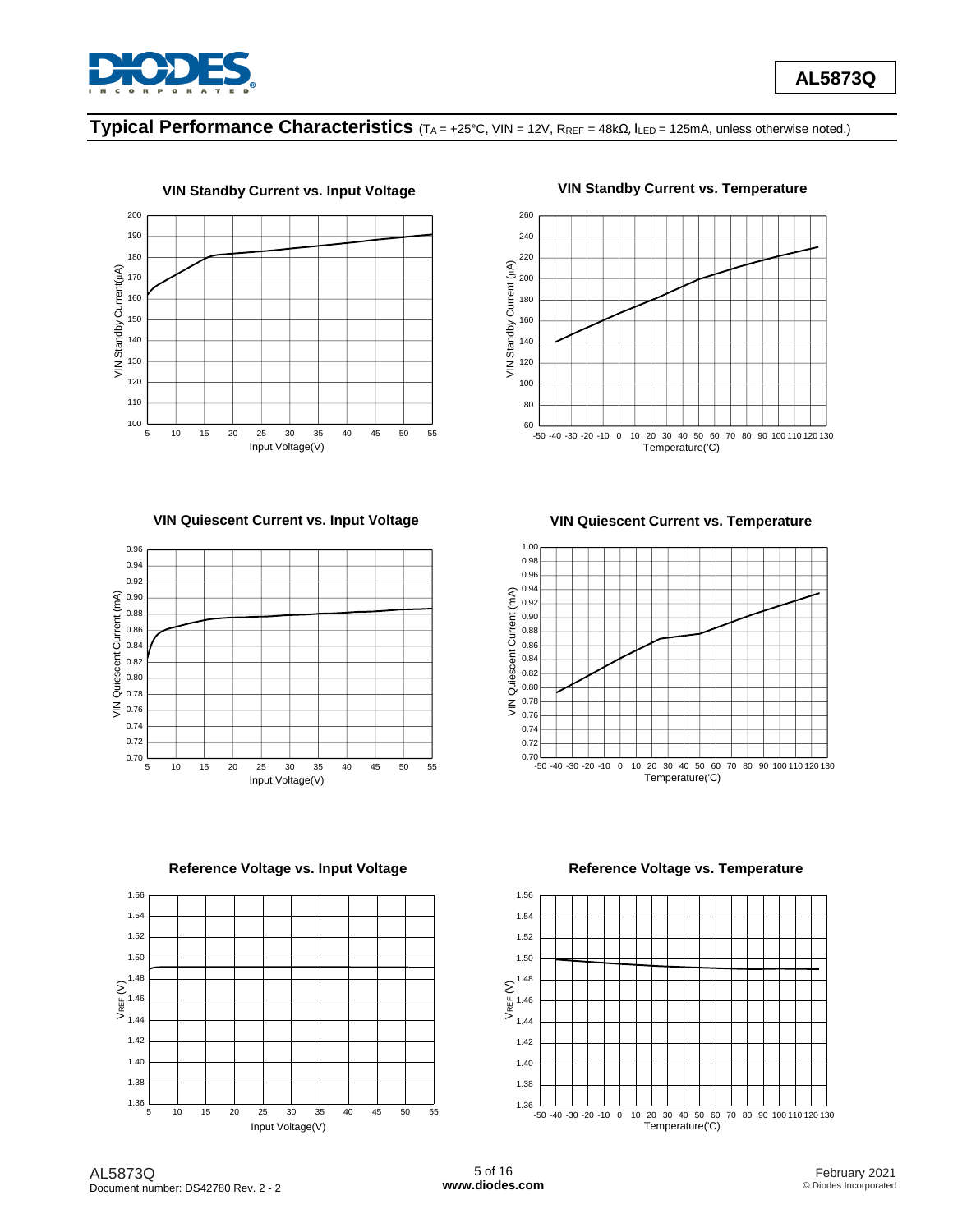## Typical Performance Characteristics ($T_A$ = +25°C, VIN = 12V, $R_{REF}$ = 48kΩ, $I_{LED}$ = 125mA, unless otherwise noted.)

**VIN Standby Current vs. Input Voltage**

**VIN Standby Current vs. Temperature**

**VIN Quiescent Current vs. Input Voltage**

**VIN Quiescent Current vs. Temperature**

**Reference Voltage vs. Input Voltage**

**Reference Voltage vs. Temperature**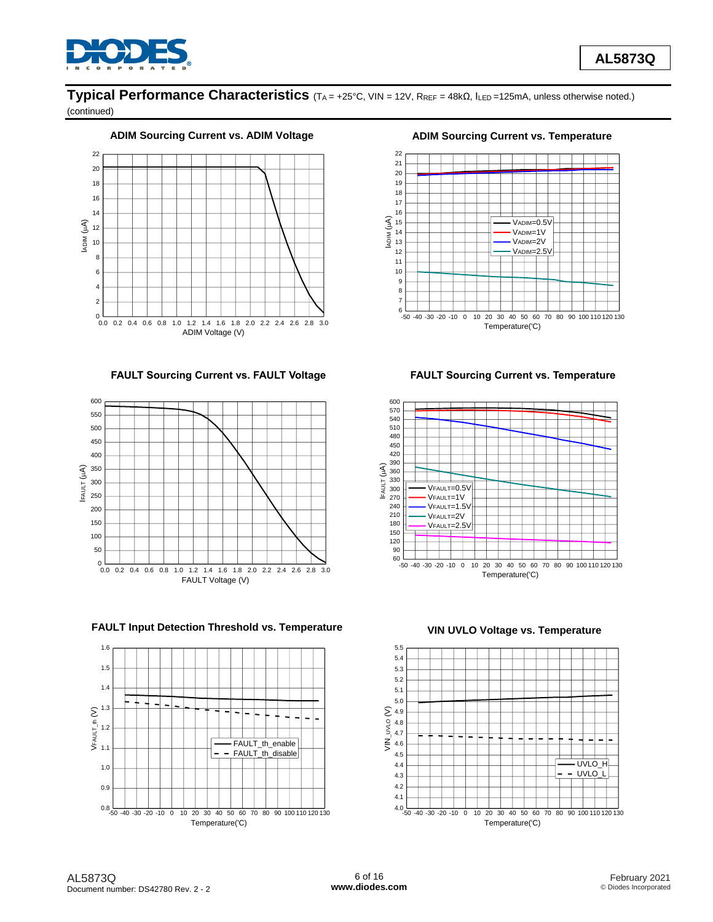## Typical Performance Characteristics ($T_A$ = +25°C, VIN = 12V, $R_{REF}$ = 48kΩ, $I_{LED}$ =125mA, unless noted otherwise.) (continued)

**ADIM Sourcing Current vs. ADIM Voltage**

**ADIM Sourcing Current vs. Temperature**

**FAULT Sourcing Current vs. FAULT Voltage**

**FAULT Sourcing Current vs. Temperature**

**FAULT Input Detection Threshold vs. Temperature**

**VIN UVLO Voltage vs. Temperature**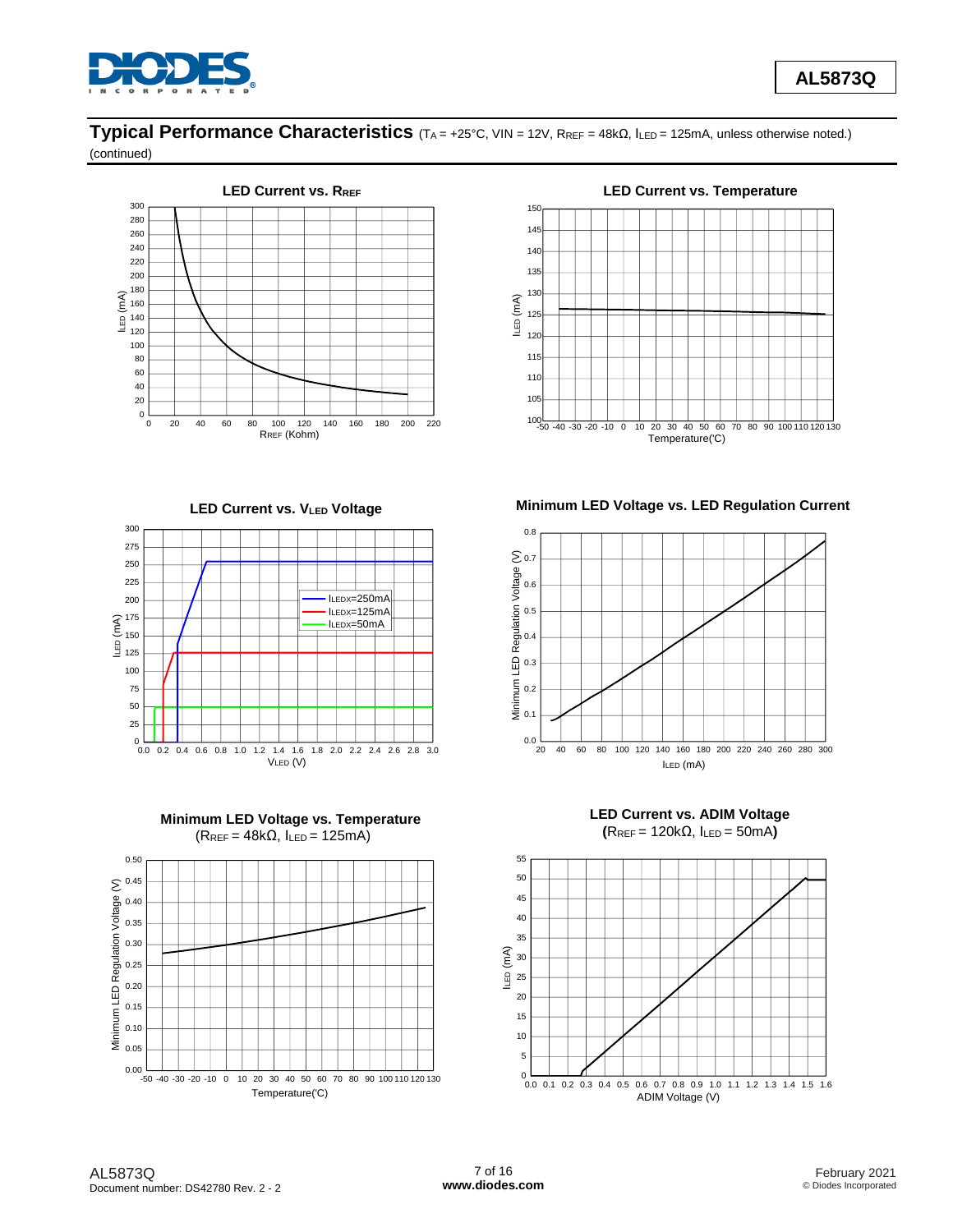## Typical Performance Characteristics ($T_A$ = +25°C, VIN = 12V, $R_{REF}$ = 48kΩ, $I_{LED}$ = 125mA, unless otherwise noted.) (continued)

**LED Current vs. $R_{REF}$**

**LED Current vs. Temperature**

**LED Current vs. $V_{LED}$ Voltage**

**Minimum LED Voltage vs. LED Regulation Current**

**Minimum LED Voltage vs. Temperature**
($R_{REF}$ = 48kΩ, $I_{LED}$ = 125mA)

**LED Current vs. ADIM Voltage**
($R_{REF}$ = 120kΩ, $I_{LED}$ = 50mA)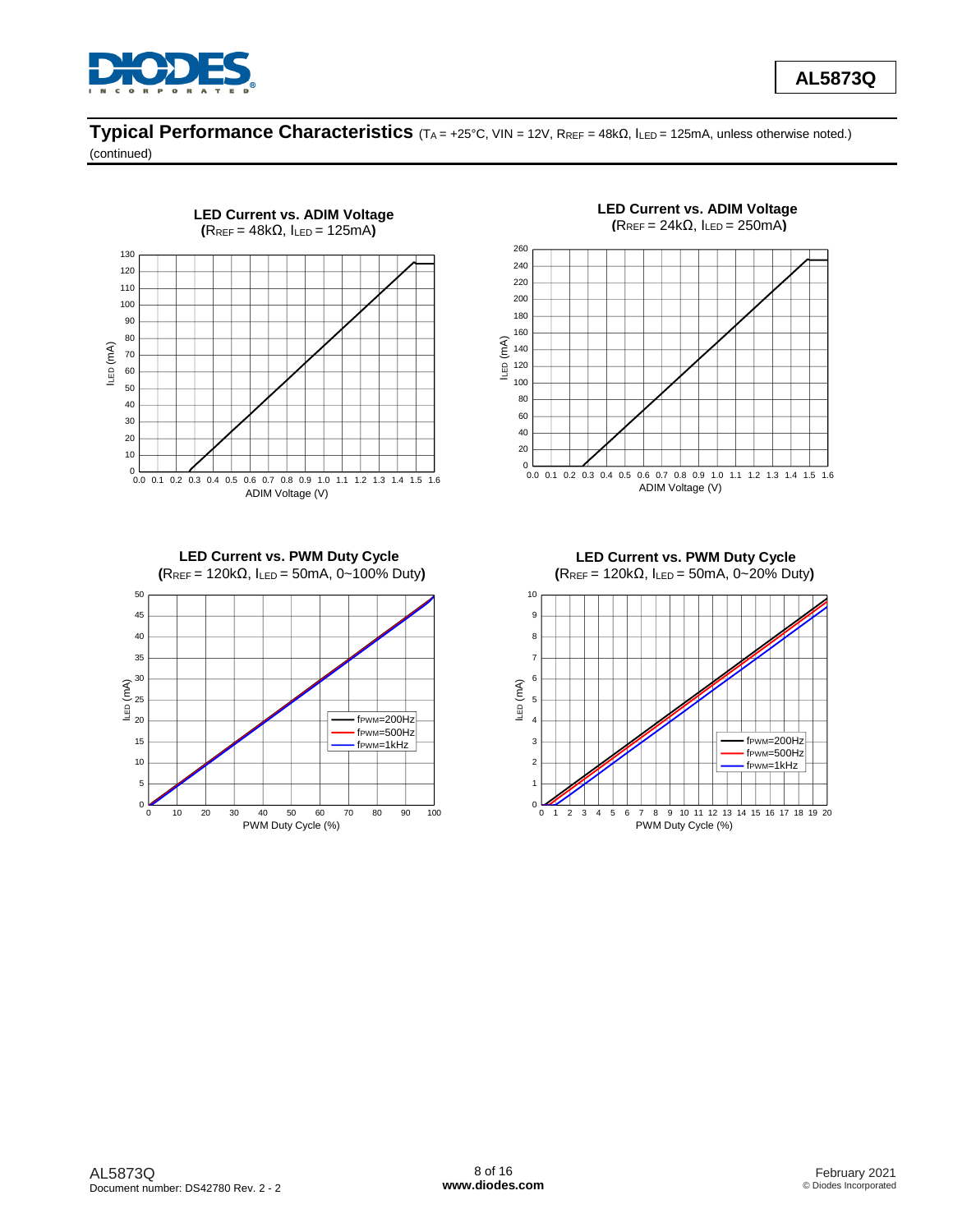## Typical Performance Characteristics ($T_A$ = +25°C, VIN = 12V, $R_{REF}$ = 48kΩ, $I_{LED}$ = 125mA, unless otherwise noted.) (continued)

**LED Current vs. ADIM Voltage**
**($R_{REF}$ = 48kΩ, $I_{LED}$ = 125mA)**

**LED Current vs. ADIM Voltage**
**($R_{REF}$ = 24kΩ, $I_{LED}$ = 250mA)**

**LED Current vs. PWM Duty Cycle**
**($R_{REF}$ = 120kΩ, $I_{LED}$ = 50mA, 0~100% Duty)**

**LED Current vs. PWM Duty Cycle**
**($R_{REF}$ = 120kΩ, $I_{LED}$ = 50mA, 0~20% Duty)**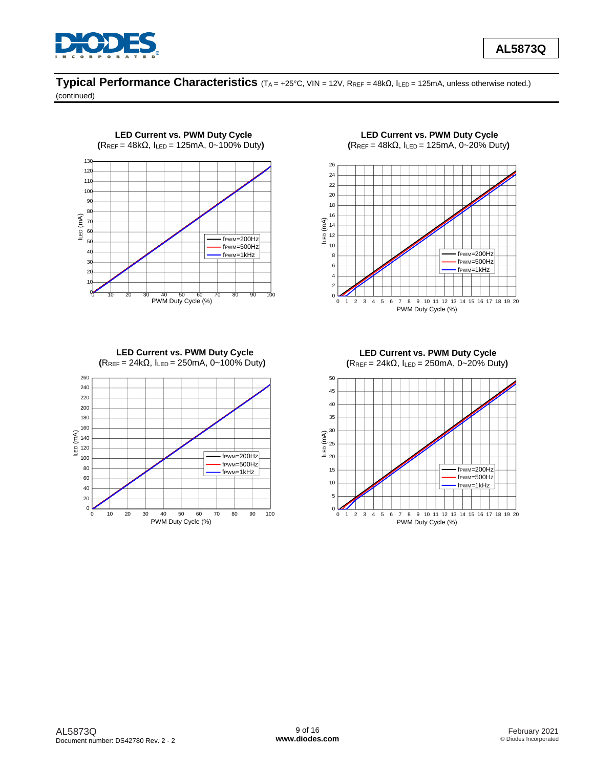## Typical Performance Characteristics ($T_A$ = +25°C, VIN = 12V, $R_{REF}$ = 48kΩ, $I_{LED}$ = 125mA, unless otherwise noted.) (continued)

**LED Current vs. PWM Duty Cycle**
**($R_{REF}$ = 48kΩ, $I_{LED}$ = 125mA, 0~100% Duty)**

**LED Current vs. PWM Duty Cycle**
**($R_{REF}$ = 48kΩ, $I_{LED}$ = 125mA, 0~20% Duty)**

**LED Current vs. PWM Duty Cycle**
**($R_{REF}$ = 24kΩ, $I_{LED}$ = 250mA, 0~100% Duty)**

**LED Current vs. PWM Duty Cycle**
**($R_{REF}$ = 24kΩ, $I_{LED}$ = 250mA, 0~20% Duty)**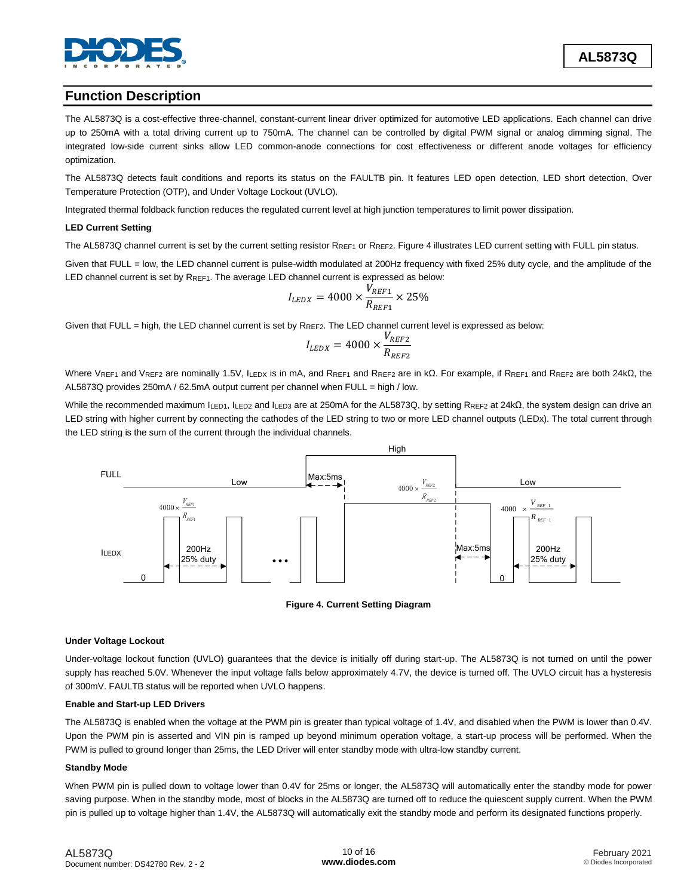## Function Description

The AL5873Q is a cost-effective three-channel, constant-current linear driver optimized for automotive LED applications. Each channel can drive up to 250mA with a total driving current up to 750mA. The channel can be controlled by digital PWM signal or analog dimming signal. The integrated low-side current sinks allow LED common-anode connections for cost effectiveness or different anode voltages for efficiency optimization.

The AL5873Q detects fault conditions and reports its status on the FAULTB pin. It features LED open detection, LED short detection, Over Temperature Protection (OTP), and Under Voltage Lockout (UVLO).

Integrated thermal foldback function reduces the regulated current level at high junction temperatures to limit power dissipation.

### LED Current Setting

The AL5873Q channel current is set by the current setting resistor $R_{REF1}$ or $R_{REF2}$. Figure 4 illustrates LED current setting with FULL pin status.

Given that FULL = low, the LED channel current is pulse-width modulated at 200Hz frequency with fixed 25% duty cycle, and the amplitude of the LED channel current is set by $R_{REF1}$. The average LED channel current is expressed as below:

$$I_{LEDX} = 4000 \times \frac{V_{REF1}}{R_{REF1}} \times 25\%$$

Given that FULL = high, the LED channel current is set by $R_{REF2}$. The LED channel current level is expressed as below:

$$I_{LEDX} = 4000 \times \frac{V_{REF2}}{R_{REF2}}$$

Where $V_{REF1}$ and $V_{REF2}$ are nominally 1.5V, $I_{LEDX}$ is in mA, and $R_{REF1}$ and $R_{REF2}$ are in kΩ. For example, if $R_{REF1}$ and $R_{REF2}$ are both 24kΩ, the AL5873Q provides 250mA / 62.5mA output current per channel when FULL = high / low.

While the recommended maximum $I_{LED1}$, $I_{LED2}$ and $I_{LED3}$ are at 250mA for the AL5873Q, by setting $R_{REF2}$ at 24kΩ, the system design can drive an LED string with higher current by connecting the cathodes of the LED string to two or more LED channel outputs (LEDx). The total current through the LED string is the sum of the current through the individual channels.

**Figure 4. Current Setting Diagram**

### Under Voltage Lockout

Under-voltage lockout function (UVLO) guarantees that the device is initially off during start-up. The AL5873Q is not turned on until the power supply has reached 5.0V. Whenever the input voltage falls below approximately 4.7V, the device is turned off. The UVLO circuit has a hysteresis of 300mV. FAULTB status will be reported when UVLO happens.

### Enable and Start-up LED Drivers

The AL5873Q is enabled when the voltage at the PWM pin is greater than typical voltage of 1.4V, and disabled when the PWM is lower than 0.4V. Upon the PWM pin is asserted and VIN pin is ramped up beyond minimum operation voltage, a start-up process will be performed. When the PWM is pulled to ground longer than 25ms, the LED Driver will enter standby mode with ultra-low standby current.

### Standby Mode

When PWM pin is pulled down to voltage lower than 0.4V for 25ms or longer, the AL5873Q will automatically enter the standby mode for power saving purpose. When in the standby mode, most of blocks in the AL5873Q are turned off to reduce the quiescent supply current. When the PWM pin is pulled up to voltage higher than 1.4V, the AL5873Q will automatically exit the standby mode and perform its designated functions properly.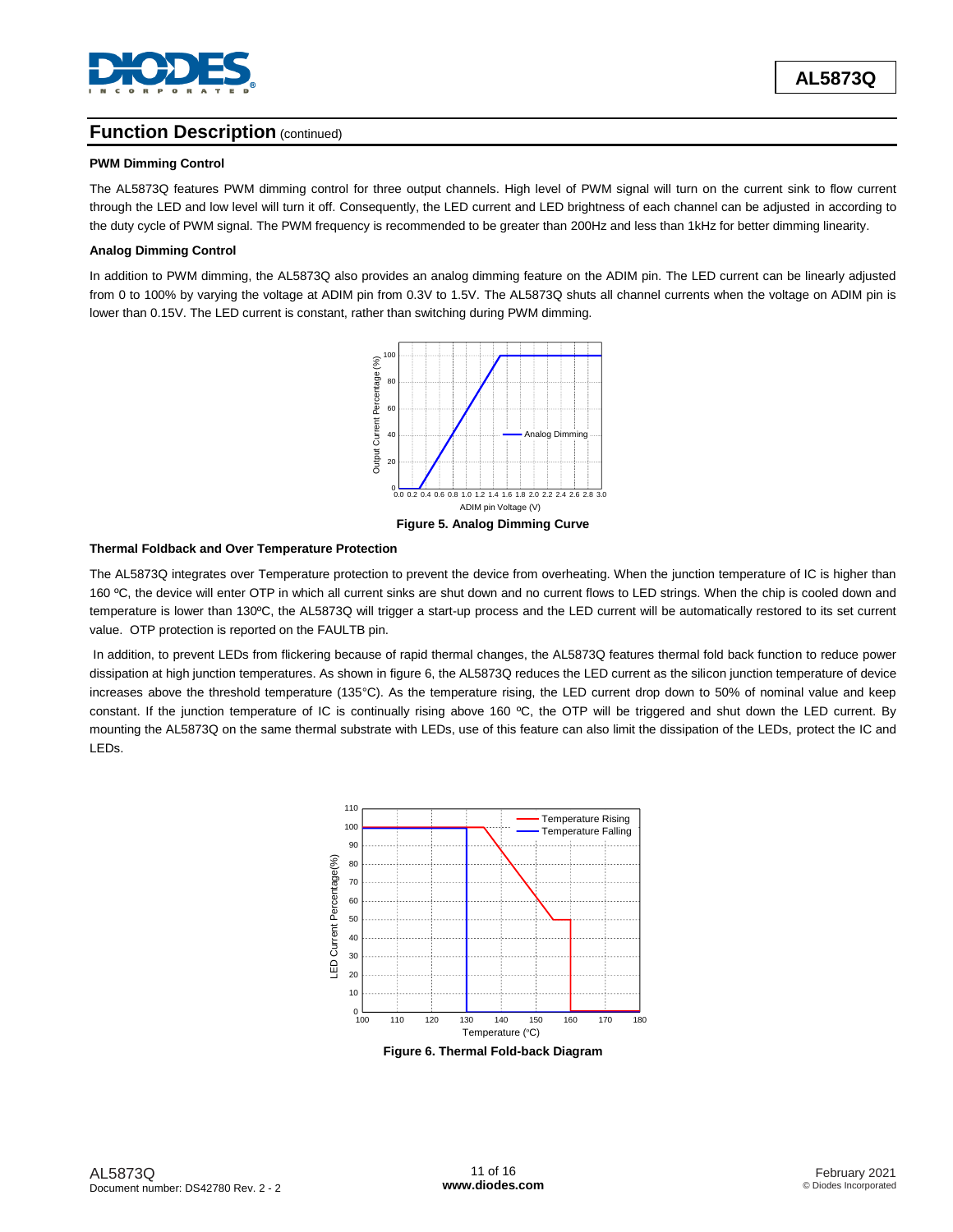## Function Description (continued)

**PWM Dimming Control**

The AL5873Q features PWM dimming control for three output channels. High level of PWM signal will turn on the current sink to flow current through the LED and low level will turn it off. Consequently, the LED current and LED brightness of each channel can be adjusted in according to the duty cycle of PWM signal. The PWM frequency is recommended to be greater than 200Hz and less than 1kHz for better dimming linearity.

**Analog Dimming Control**

In addition to PWM dimming, the AL5873Q also provides an analog dimming feature on the ADIM pin. The LED current can be linearly adjusted from 0 to 100% by varying the voltage at ADIM pin from 0.3V to 1.5V. The AL5873Q shuts all channel currents when the voltage on ADIM pin is lower than 0.15V. The LED current is constant, rather than switching during PWM dimming.

**Figure 5. Analog Dimming Curve**

**Thermal Foldback and Over Temperature Protection**

The AL5873Q integrates over Temperature protection to prevent the device from overheating. When the junction temperature of IC is higher than 160 ºC, the device will enter OTP in which all current sinks are shut down and no current flows to LED strings. When the chip is cooled down and temperature is lower than 130ºC, the AL5873Q will trigger a start-up process and the LED current will be automatically restored to its set current value. OTP protection is reported on the FAULTB pin.

In addition, to prevent LEDs from flickering because of rapid thermal changes, the AL5873Q features thermal fold back function to reduce power dissipation at high junction temperatures. As shown in figure 6, the AL5873Q reduces the LED current as the silicon junction temperature of device increases above the threshold temperature (135°C). As the temperature rising, the LED current drop down to 50% of nominal value and keep constant. If the junction temperature of IC is continually rising above 160 ºC, the OTP will be triggered and shut down the LED current. By mounting the AL5873Q on the same thermal substrate with LEDs, use of this feature can also limit the dissipation of the LEDs, protect the IC and LEDs.

**Figure 6. Thermal Fold-back Diagram**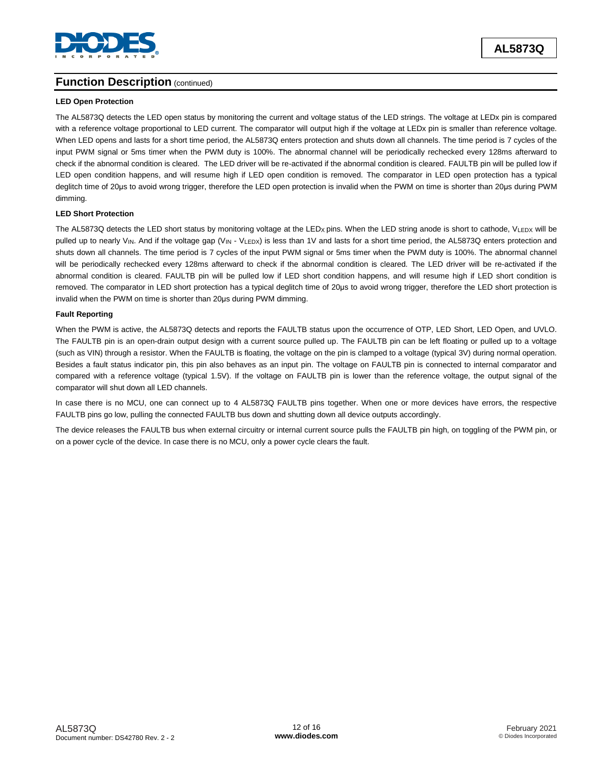## Function Description (continued)

**LED Open Protection**

The AL5873Q detects the LED open status by monitoring the current and voltage status of the LED strings. The voltage at LEDx pin is compared with a reference voltage proportional to LED current. The comparator will output high if the voltage at LEDx pin is smaller than reference voltage. When LED opens and lasts for a short time period, the AL5873Q enters protection and shuts down all channels. The time period is 7 cycles of the input PWM signal or 5ms timer when the PWM duty is 100%. The abnormal channel will be periodically rechecked every 128ms afterward to check if the abnormal condition is cleared. The LED driver will be re-activated if the abnormal condition is cleared. FAULTB pin will be pulled low if LED open condition happens, and will resume high if LED open condition is removed. The comparator in LED open protection has a typical deglitch time of 20µs to avoid wrong trigger, therefore the LED open protection is invalid when the PWM on time is shorter than 20µs during PWM dimming.

**LED Short Protection**

The AL5873Q detects the LED short status by monitoring voltage at the $LED_X$ pins. When the LED string anode is short to cathode, $V_{LEDX}$ will be pulled up to nearly $V_{IN}$. And if the voltage gap ($V_{IN}$ - $V_{LEDX}$) is less than 1V and lasts for a short time period, the AL5873Q enters protection and shuts down all channels. The time period is 7 cycles of the input PWM signal or 5ms timer when the PWM duty is 100%. The abnormal channel will be periodically rechecked every 128ms afterward to check if the abnormal condition is cleared. The LED driver will be re-activated if the abnormal condition is cleared. FAULTB pin will be pulled low if LED short condition happens, and will resume high if LED short condition is removed. The comparator in LED short protection has a typical deglitch time of 20µs to avoid wrong trigger, therefore the LED short protection is invalid when the PWM on time is shorter than 20µs during PWM dimming.

**Fault Reporting**

When the PWM is active, the AL5873Q detects and reports the FAULTB status upon the occurrence of OTP, LED Short, LED Open, and UVLO. The FAULTB pin is an open-drain output design with a current source pulled up. The FAULTB pin can be left floating or pulled up to a voltage (such as VIN) through a resistor. When the FAULTB is floating, the voltage on the pin is clamped to a voltage (typical 3V) during normal operation. Besides a fault status indicator pin, this pin also behaves as an input pin. The voltage on FAULTB pin is connected to internal comparator and compared with a reference voltage (typical 1.5V). If the voltage on FAULTB pin is lower than the reference voltage, the output signal of the comparator will shut down all LED channels.

In case there is no MCU, one can connect up to 4 AL5873Q FAULTB pins together. When one or more devices have errors, the respective FAULTB pins go low, pulling the connected FAULTB bus down and shutting down all device outputs accordingly.

The device releases the FAULTB bus when external circuitry or internal current source pulls the FAULTB pin high, on toggling of the PWM pin, or on a power cycle of the device. In case there is no MCU, only a power cycle clears the fault.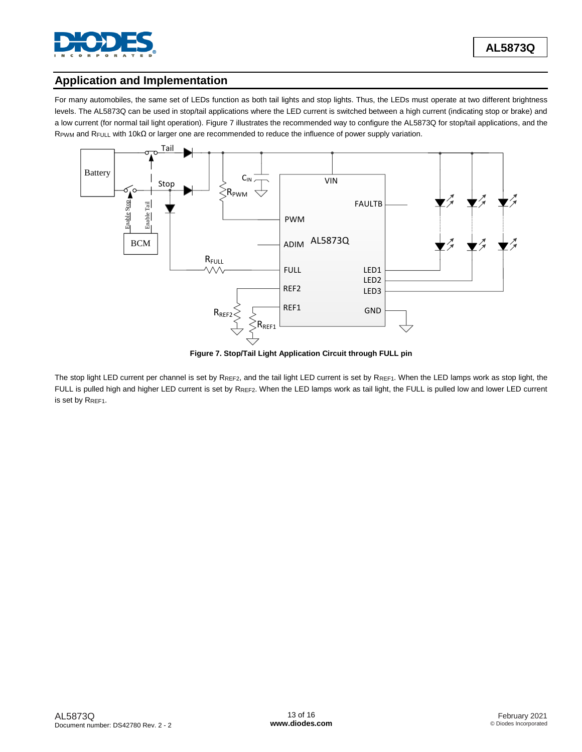## Application and Implementation

For many automobiles, the same set of LEDs function as both tail lights and stop lights. Thus, the LEDs must operate at two different brightness levels. The AL5873Q can be used in stop/tail applications where the LED current is switched between a high current (indicating stop or brake) and a low current (for normal tail light operation). Figure 7 illustrates the recommended way to configure the AL5873Q for stop/tail applications, and the $R_{PWM}$ and $R_{FULL}$ with 10kΩ or larger one are recommended to reduce the influence of power supply variation.

**Figure 7. Stop/Tail Light Application Circuit through FULL pin**

The stop light LED current per channel is set by $R_{REF2}$, and the tail light LED current is set by $R_{REF1}$. When the LED lamps work as stop light, the FULL is pulled high and higher LED current is set by $R_{REF2}$. When the LED lamps work as tail light, the FULL is pulled low and lower LED current is set by $R_{REF1}$.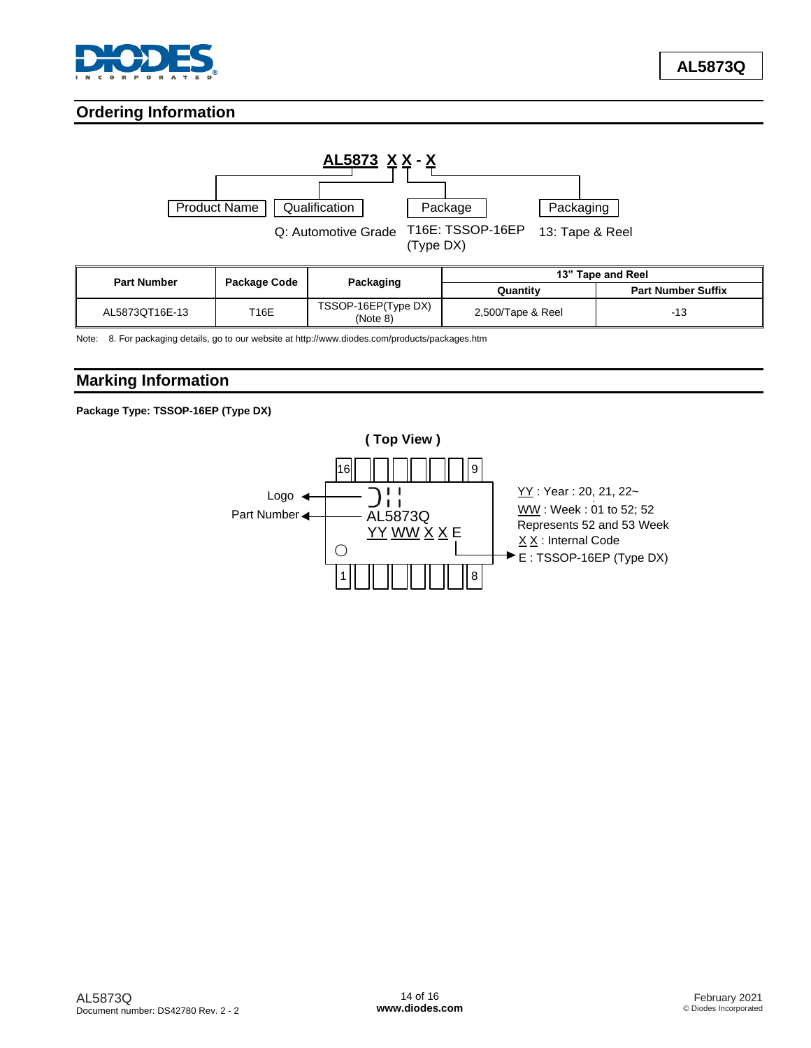## Ordering Information

**AL5873 X X - X**

| Product Name | Qualification | Package | Packaging |
|---|---|---|---|
| | Q: Automotive Grade | T16E: TSSOP-16EP (Type DX) | 13: Tape & Reel |

| Part Number | Package Code | Packaging | 13" Tape and Reel | |
|---|---|---|---|---|
| | | | Quantity | Part Number Suffix |
| AL5873QT16E-13 | T16E | TSSOP-16EP(Type DX) (Note 8) | 2,500/Tape & Reel | -13 |

Note: 8. For packaging details, go to our website at http://www.diodes.com/products/packages.htm

## Marking Information

**Package Type: TSSOP-16EP (Type DX)**

( Top View )

Logo
Part Number

AL5873Q
YY WW X X E

YY : Year : 20, 21, 22~
WW : Week : 01 to 52; 52 Represents 52 and 53 Week
X X : Internal Code
E : TSSOP-16EP (Type DX)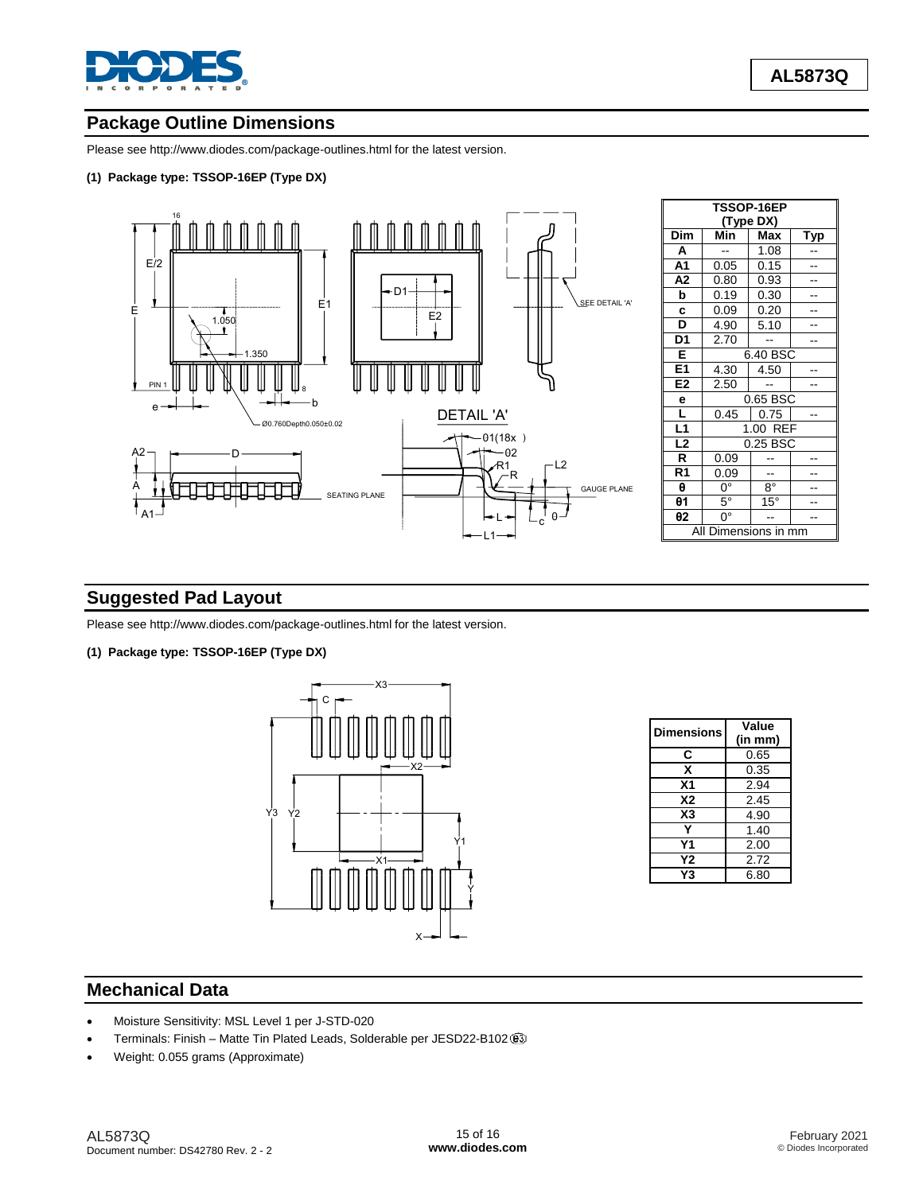## Package Outline Dimensions

Please see http://www.diodes.com/package-outlines.html for the latest version.

**(1) Package type: TSSOP-16EP (Type DX)**

| TSSOP-16EP (Type DX) | | | |
|---|---|---|---|
| **Dim** | **Min** | **Max** | **Typ** |
| **A** | -- | 1.08 | -- |
| **A1** | 0.05 | 0.15 | -- |
| **A2** | 0.80 | 0.93 | -- |
| **b** | 0.19 | 0.30 | -- |
| **c** | 0.09 | 0.20 | -- |
| **D** | 4.90 | 5.10 | -- |
| **D1** | 2.70 | -- | -- |
| **E** | 6.40 BSC | | |
| **E1** | 4.30 | 4.50 | -- |
| **E2** | 2.50 | -- | -- |
| **e** | 0.65 BSC | | |
| **L** | 0.45 | 0.75 | -- |
| **L1** | 1.00 REF | | |
| **L2** | 0.25 BSC | | |
| **R** | 0.09 | -- | -- |
| **R1** | 0.09 | -- | -- |
| **θ** | 0° | 8° | -- |
| **θ1** | 5° | 15° | -- |
| **θ2** | 0° | -- | -- |
| All Dimensions in mm | | | |

## Suggested Pad Layout

Please see http://www.diodes.com/package-outlines.html for the latest version.

**(1) Package type: TSSOP-16EP (Type DX)**

| Dimensions | Value (in mm) |
|---|---|
| **C** | 0.65 |
| **X** | 0.35 |
| **X1** | 2.94 |
| **X2** | 2.45 |
| **X3** | 4.90 |
| **Y** | 1.40 |
| **Y1** | 2.00 |
| **Y2** | 2.72 |
| **Y3** | 6.80 |

## Mechanical Data

- Moisture Sensitivity: MSL Level 1 per J-STD-020
- Terminals: Finish – Matte Tin Plated Leads, Solderable per JESD22-B102 (e3)
- Weight: 0.055 grams (Approximate)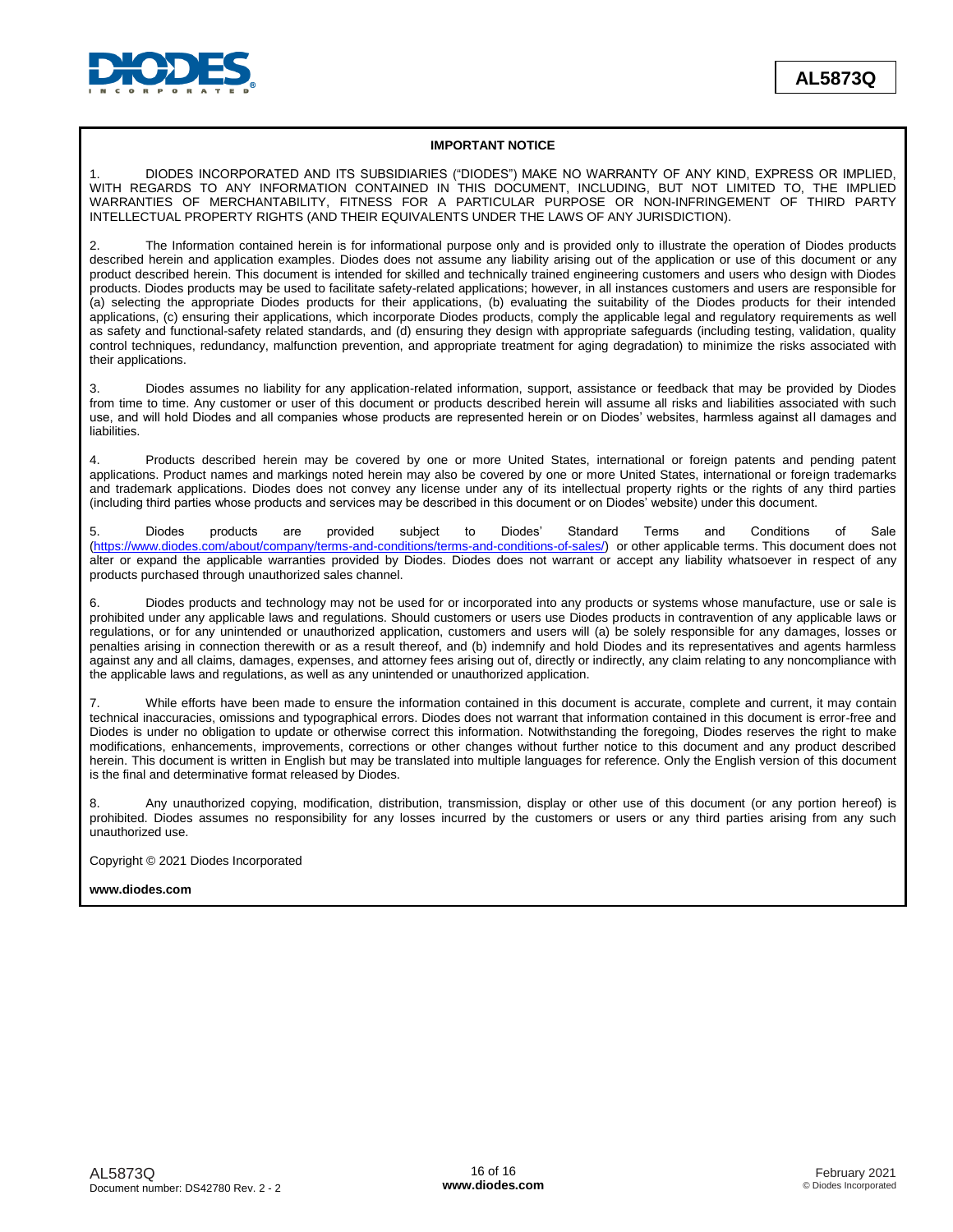**IMPORTANT NOTICE**

1. DIODES INCORPORATED AND ITS SUBSIDIARIES ("DIODES") MAKE NO WARRANTY OF ANY KIND, EXPRESS OR IMPLIED, WITH REGARDS TO ANY INFORMATION CONTAINED IN THIS DOCUMENT, INCLUDING, BUT NOT LIMITED TO, THE IMPLIED WARRANTIES OF MERCHANTABILITY, FITNESS FOR A PARTICULAR PURPOSE OR NON-INFRINGEMENT OF THIRD PARTY INTELLECTUAL PROPERTY RIGHTS (AND THEIR EQUIVALENTS UNDER THE LAWS OF ANY JURISDICTION).

2. The Information contained herein is for informational purpose only and is provided only to illustrate the operation of Diodes products described herein and application examples. Diodes does not assume any liability arising out of the application or use of this document or any product described herein. This document is intended for skilled and technically trained engineering customers and users who design with Diodes products. Diodes products may be used to facilitate safety-related applications; however, in all instances customers and users are responsible for (a) selecting the appropriate Diodes products for their applications, (b) evaluating the suitability of the Diodes products for their intended applications, (c) ensuring their applications, which incorporate Diodes products, comply the applicable legal and regulatory requirements as well as safety and functional-safety related standards, and (d) ensuring they design with appropriate safeguards (including testing, validation, quality control techniques, redundancy, malfunction prevention, and appropriate treatment for aging degradation) to minimize the risks associated with their applications.

3. Diodes assumes no liability for any application-related information, support, assistance or feedback that may be provided by Diodes from time to time. Any customer or user of this document or products described herein will assume all risks and liabilities associated with such use, and will hold Diodes and all companies whose products are represented herein or on Diodes' websites, harmless against all damages and liabilities.

4. Products described herein may be covered by one or more United States, international or foreign patents and pending patent applications. Product names and markings noted herein may also be covered by one or more United States, international or foreign trademarks and trademark applications. Diodes does not convey any license under any of its intellectual property rights or the rights of any third parties (including third parties whose products and services may be described in this document or on Diodes' website) under this document.

5. Diodes products are provided subject to Diodes' Standard Terms and Conditions of Sale (https://www.diodes.com/about/company/terms-and-conditions/terms-and-conditions-of-sales/) or other applicable terms. This document does not alter or expand the applicable warranties provided by Diodes. Diodes does not warrant or accept any liability whatsoever in respect of any products purchased through unauthorized sales channel.

6. Diodes products and technology may not be used for or incorporated into any products or systems whose manufacture, use or sale is prohibited under any applicable laws and regulations. Should customers or users use Diodes products in contravention of any applicable laws or regulations, or for any unintended or unauthorized application, customers and users will (a) be solely responsible for any damages, losses or penalties arising in connection therewith or as a result thereof, and (b) indemnify and hold Diodes and its representatives and agents harmless against any and all claims, damages, expenses, and attorney fees arising out of, directly or indirectly, any claim relating to any noncompliance with the applicable laws and regulations, as well as any unintended or unauthorized application.

7. While efforts have been made to ensure the information contained in this document is accurate, complete and current, it may contain technical inaccuracies, omissions and typographical errors. Diodes does not warrant that information contained in this document is error-free and Diodes is under no obligation to update or otherwise correct this information. Notwithstanding the foregoing, Diodes reserves the right to make modifications, enhancements, improvements, corrections or other changes without further notice to this document and any product described herein. This document is written in English but may be translated into multiple languages for reference. Only the English version of this document is the final and determinative format released by Diodes.

8. Any unauthorized copying, modification, distribution, transmission, display or other use of this document (or any portion hereof) is prohibited. Diodes assumes no responsibility for any losses incurred by the customers or users or any third parties arising from any such unauthorized use.

Copyright © 2021 Diodes Incorporated

**www.diodes.com**